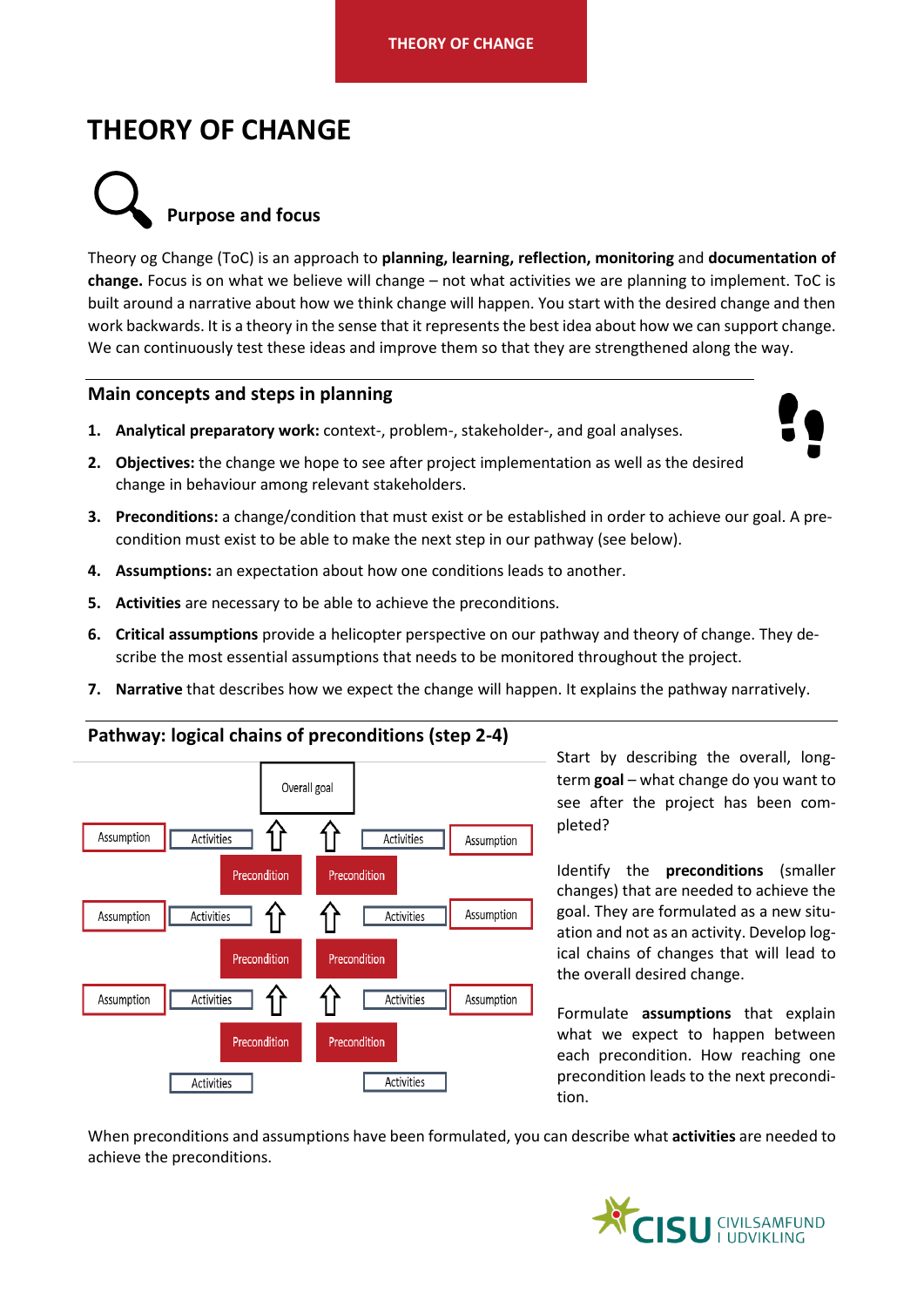# THEORY OF CHANGE

## Purpose and focus

Theory og Change (ToC) is an approach to **planning, learning, reflection, monitoring** and **documentation of change.** Focus is on what we believe will change – not what activities we are planning to implement. ToC is built around a narrative about how we think change will happen. You start with the desired change and then work backwards. It is a theory in the sense that it represents the best idea about how we can support change. We can continuously test these ideas and improve them so that they are strengthened along the way.

## Main concepts and steps in planning

1. **Analytical preparatory work:** context-, problem-, stakeholder-, and goal analyses.
2. **Objectives:** the change we hope to see after project implementation as well as the desired change in behaviour among relevant stakeholders.
3. **Preconditions:** a change/condition that must exist or be established in order to achieve our goal. A precondition must exist to be able to make the next step in our pathway (see below).
4. **Assumptions:** an expectation about how one conditions leads to another.
5. **Activities** are necessary to be able to achieve the preconditions.
6. **Critical assumptions** provide a helicopter perspective on our pathway and theory of change. They describe the most essential assumptions that needs to be monitored throughout the project.
7. **Narrative** that describes how we expect the change will happen. It explains the pathway narratively.

## Pathway: logical chains of preconditions (step 2-4)

Start by describing the overall, long-term **goal** – what change do you want to see after the project has been completed?

Identify the **preconditions** (smaller changes) that are needed to achieve the goal. They are formulated as a new situation and not as an activity. Develop logical chains of changes that will lead to the overall desired change.

Formulate **assumptions** that explain what we expect to happen between each precondition. How reaching one precondition leads to the next precondition.

When preconditions and assumptions have been formulated, you can describe what **activities** are needed to achieve the preconditions.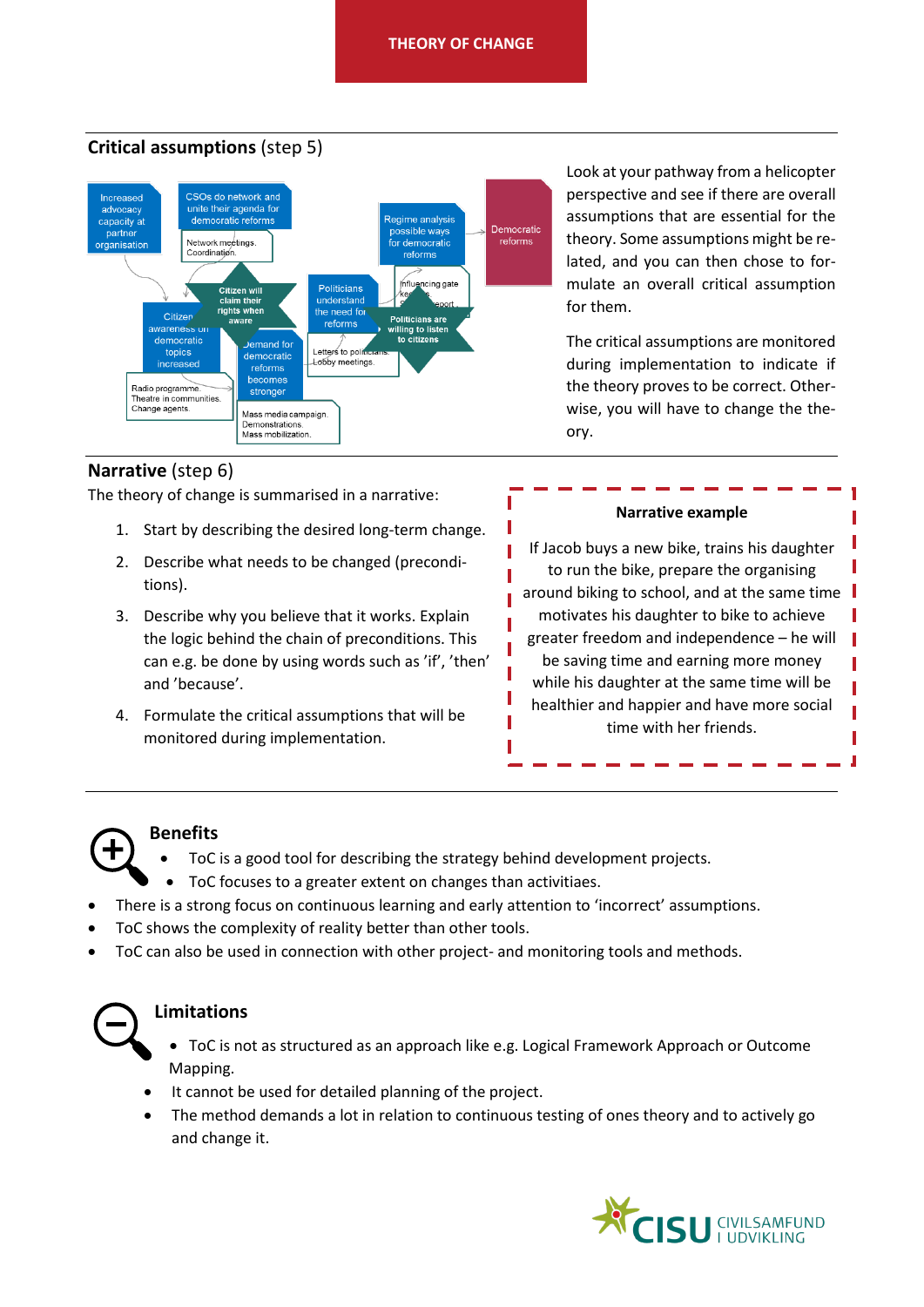# THEORY OF CHANGE

## Critical assumptions (step 5)

Increased advocacy capacity at partner organisation

CSOs do network and unite their agenda for democratic reforms

Network meetings. Coordination.

Regime analysis possible ways for democratic reforms

Democratic reforms

Citizen will claim their rights when aware

Politicians understand the need for reforms

Influencing gate keepers. Report.

Politicians are willing to listen to citizens

Citizen awareness on democratic topics increased

Demand for democratic reforms becomes stronger

Letters to politicians. Lobby meetings.

Radio programme. Theatre in communities. Change agents.

Mass media campaign. Demonstrations. Mass mobilization.

Look at your pathway from a helicopter perspective and see if there are overall assumptions that are essential for the theory. Some assumptions might be related, and you can then chose to formulate an overall critical assumption for them.

The critical assumptions are monitored during implementation to indicate if the theory proves to be correct. Otherwise, you will have to change the theory.

## Narrative (step 6)

The theory of change is summarised in a narrative:

1. Start by describing the desired long-term change.
2. Describe what needs to be changed (preconditions).
3. Describe why you believe that it works. Explain the logic behind the chain of preconditions. This can e.g. be done by using words such as 'if', 'then' and 'because'.
4. Formulate the critical assumptions that will be monitored during implementation.

**Narrative example**

If Jacob buys a new bike, trains his daughter to run the bike, prepare the organising around biking to school, and at the same time motivates his daughter to bike to achieve greater freedom and independence – he will be saving time and earning more money while his daughter at the same time will be healthier and happier and have more social time with her friends.

## Benefits

- ToC is a good tool for describing the strategy behind development projects.
- ToC focuses to a greater extent on changes than activitiaes.
- There is a strong focus on continuous learning and early attention to 'incorrect' assumptions.
- ToC shows the complexity of reality better than other tools.
- ToC can also be used in connection with other project- and monitoring tools and methods.

## Limitations

- ToC is not as structured as an approach like e.g. Logical Framework Approach or Outcome Mapping.
- It cannot be used for detailed planning of the project.
- The method demands a lot in relation to continuous testing of ones theory and to actively go and change it.

CISU CIVILSAMFUND I UDVIKLING